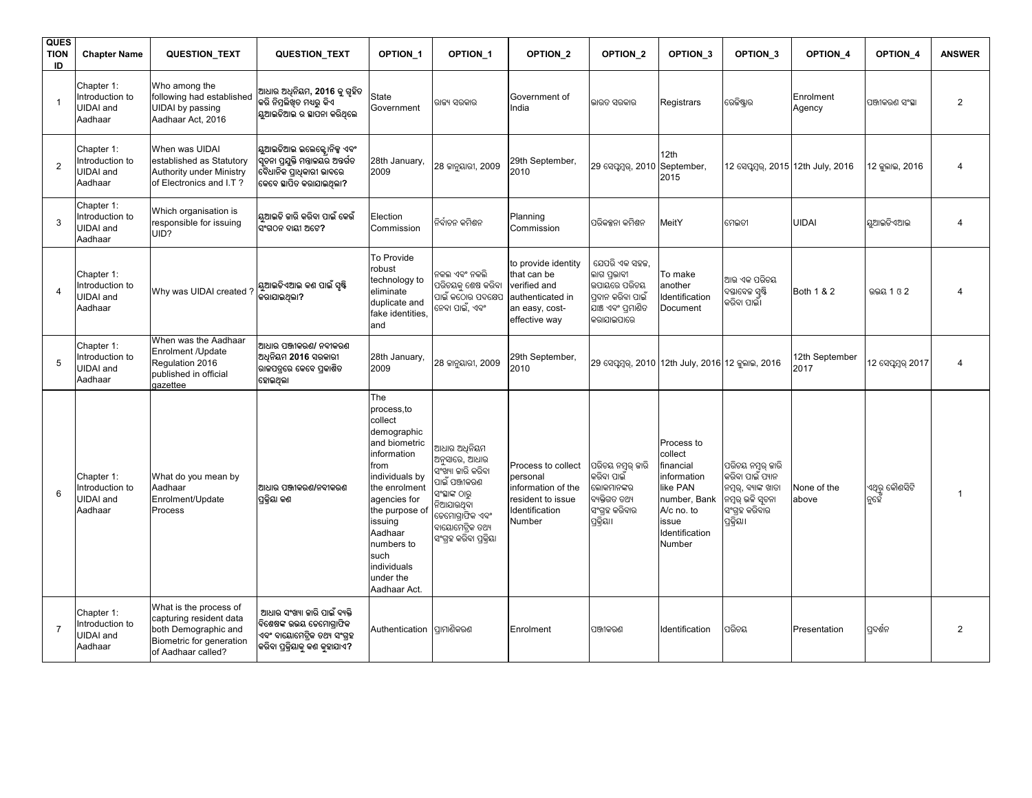| QUESTION ID | Chapter Name | QUESTION_TEXT | QUESTION_TEXT | OPTION_1 | OPTION_1 | OPTION_2 | OPTION_2 | OPTION_3 | OPTION_3 | OPTION_4 | OPTION_4 | ANSWER |
|---|---|---|---|---|---|---|---|---|---|---|---|---|
| 1 | Chapter 1: Introduction to UIDAI and Aadhaar | Who among the following had established UIDAI by passing Aadhaar Act, 2016 | ଆଧାର ଅଧିନିୟମ, 2016 କୁ ଗୃହିତ କରି ନିମ୍ନଲିଖିତ ମଧ୍ୟରୁ କିଏ ୟୁଆଇଡିଆଇ ର ସ୍ଥାପନା କରିଥିଲେ | State Government | ରାଜ୍ୟ ସରକାର | Government of India | ଭାରତ ସରକାର | Registrars | ରେଜିଷ୍ଟ୍ରାର | Enrolment Agency | ପଞ୍ଜୀକରଣ ସଂସ୍ଥା | 2 |
| 2 | Chapter 1: Introduction to UIDAI and Aadhaar | When was UIDAI established as Statutory Authority under Ministry of Electronics and I.T ? | ୟୁଆଇଡିଆଇ ଇଲେକ୍ଟ୍ରୋନିକ୍ସ ଏବଂ ସୂଚନା ପ୍ରଯୁକ୍ତି ମନ୍ତ୍ରାଳୟର ଅନ୍ତର୍ଗତ ବୈଧାନିକ ପ୍ରାଧିକାରୀ ଭାବରେ କେବେ ସ୍ଥାପିତ କରାଯାଇଥିଲା? | 28th January, 2009 | 28 ଜାନୁୟାରୀ, 2009 | 29th September, 2010 | 29 ସେପ୍ଟେମ୍ବର, 2010 | 12th September, 2015 | 12 ସେପ୍ଟେମ୍ବର, 2015 | 12th July, 2016 | 12 ଜୁଲାଇ, 2016 | 4 |
| 3 | Chapter 1: Introduction to UIDAI and Aadhaar | Which organisation is responsible for issuing UID? | ୟୁଆଇଡି ଜାରି କରିବା ପାଇଁ କେଉଁ ସଂଗଠନ ଦାୟୀ ଅଟେ? | Election Commission | ନିର୍ବାଚନ କମିଶନ | Planning Commission | ପରିକଳ୍ପନା କମିଶନ | MeitY | ମେଇଟୀ | UIDAI | ୟୁଆଇଡିଏଆଇ | 4 |
| 4 | Chapter 1: Introduction to UIDAI and Aadhaar | Why was UIDAI created ? | ୟୁଆଇଡିଏଆଇ କଣ ପାଇଁ ସୃଷ୍ଟି କରାଯାଇଥିଲା? | To Provide robust technology to eliminate duplicate and fake identities, and | ନକଲ ଏବଂ ନକଲି ପରିଚୟକୁ ଶେଷ କରିବା ପାଇଁ କଠୋର ପଦକ୍ଷେପ ନେବା ପାଇଁ, ଏବଂ | to provide identity that can be verified and authenticated in an easy, cost-effective way | ଯେପରି ଏକ ସହଜ, ଲାଗ ପ୍ରଭାବୀ ଉପାୟରେ ପରିଚୟ ପ୍ରଦାନ କରିବା ପାଇଁ ଯାଞ୍ଚ ଏବଂ ପ୍ରମାଣିତ କରାଯାଇପାରେ | To make another Identification Document | ଆଉ ଏକ ପରିଚୟ ଦସ୍ତାବେଜ ସୃଷ୍ଟି କରିବା ପାଇଁ। | Both 1 & 2 | ଉଭୟ 1 ଓ 2 | 4 |
| 5 | Chapter 1: Introduction to UIDAI and Aadhaar | When was the Aadhaar Enrolment /Update Regulation 2016 published in official gazettee | ଆଧାର ପଞ୍ଜୀକରଣ/ ନବୀକରଣ ଅଧିନିୟମ 2016 ସରକାରୀ ରାଜପତ୍ରରେ କେବେ ପ୍ରକାଶିତ ହୋଇଥିଲା | 28th January, 2009 | 28 ଜାନୁୟାରୀ, 2009 | 29th September, 2010 | 29 ସେପ୍ଟେମ୍ବର, 2010 | 12th July, 2016 | 12 ଜୁଲାଇ, 2016 | 12th September 2017 | 12 ସେପ୍ଟେମ୍ବର 2017 | 4 |
| 6 | Chapter 1: Introduction to UIDAI and Aadhaar | What do you mean by Aadhaar Enrolment/Update Process | ଆଧାର ପଞ୍ଜୀକରଣ/ନବୀକରଣ ପ୍ରକ୍ରିୟା କଣ | The process,to collect demographic and biometric information from individuals by the enrolment agencies for the purpose of issuing Aadhaar numbers to such individuals under the Aadhaar Act. | ଆଧାର ଅଧିନିୟମ ଅନୁସାରେ, ଆଧାର ସଂଖ୍ୟା ଜାରି କରିବା ପାଇଁ ପଞ୍ଜୀକରଣ ସଂସ୍ଥାଙ୍କ ଠାରୁ ନିଆଯାଇଥିବା ଡେମୋଗ୍ରାଫିକ ଏବଂ ବାୟୋମେଟ୍ରିକ ତଥ୍ୟ ସଂଗ୍ରହ କରିବା ପ୍ରକ୍ରିୟା | Process to collect personal information of the resident to issue Identification Number | ପରିଚୟ ନମ୍ବର ଜାରି କରିବା ପାଇଁ ଲୋକମାନଙ୍କର ବ୍ୟକ୍ତିଗତ ତଥ୍ୟ ସଂଗ୍ରହ କରିବାର ପ୍ରକ୍ରିୟା। | Process to collect financial information like PAN number, Bank A/c no. to issue Identification Number | ପରିଚୟ ନମ୍ବର ଜାରି କରିବା ପାଇଁ ପ୍ୟାନ ନମ୍ବର, ବ୍ୟାଙ୍କ ଖାତା ନମ୍ବର ଭଳି ସୂଚନା ସଂଗ୍ରହ କରିବାର ପ୍ରକ୍ରିୟା। | None of the above | ଏଥିରୁ କୌଣସିଟି ନୁହେଁ | 1 |
| 7 | Chapter 1: Introduction to UIDAI and Aadhaar | What is the process of capturing resident data both Demographic and Biometric for generation of Aadhaar called? | ଆଧାର ସଂଖ୍ୟା ଜାରି ପାଇଁ ବ୍ୟକ୍ତି ବିଶେଷଙ୍କ ଉଭୟ ଡେମୋଗ୍ରାଫିକ ଏବଂ ବାୟୋମେଟ୍ରିକ ତଥ୍ୟ ସଂଗ୍ରହ କରିବା ପ୍ରକ୍ରିୟାକୁ କଣ କୁହାଯାଏ? | Authentication | ପ୍ରାମାଣିକରଣ | Enrolment | ପଞ୍ଜୀକରଣ | Identification | ପରିଚୟ | Presentation | ପ୍ରଦର୍ଶନ | 2 |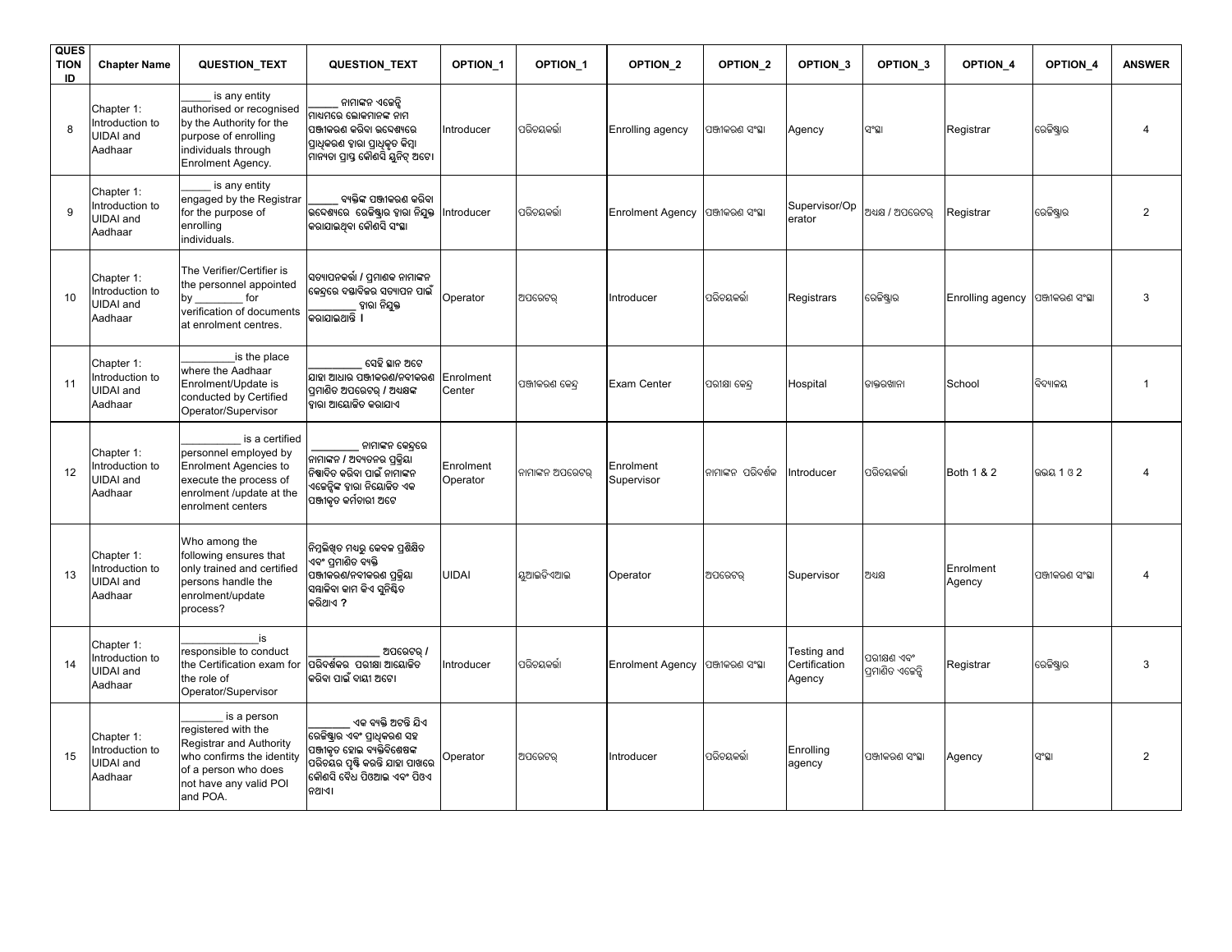| QUESTION ID | Chapter Name | QUESTION_TEXT | QUESTION_TEXT | OPTION_1 | OPTION_1 | OPTION_2 | OPTION_2 | OPTION_3 | OPTION_3 | OPTION_4 | OPTION_4 | ANSWER |
|---|---|---|---|---|---|---|---|---|---|---|---|---|
| 8 | Chapter 1: Introduction to UIDAI and Aadhaar | _____ is any entity authorised or recognised by the Authority for the purpose of enrolling individuals through Enrolment Agency. | _____ ନାମାଙ୍କନ ଏଜେନ୍ସି ମାଧ୍ୟମରେ ଲୋକମାନଙ୍କ ନାମ ପଞ୍ଜୀକରଣ କରିବା ଉଦ୍ଦେଶ୍ୟରେ ପ୍ରାଧିକରଣ ଦ୍ୱାରା ପ୍ରାଧିକୃତ କିମ୍ବା ମାନ୍ୟତା ପ୍ରାପ୍ତ କୌଣସି ୟୁନିଟ୍ ଅଟେ। | Introducer | ପରିଚୟକର୍ତ୍ତା | Enrolling agency | ପଞ୍ଜୀକରଣ ସଂସ୍ଥା | Agency | ସଂସ୍ଥା | Registrar | ରେଜିଷ୍ଟ୍ରାର | 4 |
| 9 | Chapter 1: Introduction to UIDAI and Aadhaar | _____ is any entity engaged by the Registrar for the purpose of enrolling individuals. | _____ ବ୍ୟକ୍ତିଙ୍କ ପଞ୍ଜୀକରଣ କରିବା ଉଦ୍ଦେଶ୍ୟରେ ରେଜିଷ୍ଟ୍ରାର ଦ୍ୱାରା ନିଯୁକ୍ତ କରାଯାଇଥିବା କୌଣସି ସଂସ୍ଥା | Introducer | ପରିଚୟକର୍ତ୍ତା | Enrolment Agency | ପଞ୍ଜୀକରଣ ସଂସ୍ଥା | Supervisor/Operator | ଅଧିକ୍ଷ / ଅପରେଟର୍ | Registrar | ରେଜିଷ୍ଟ୍ରାର | 2 |
| 10 | Chapter 1: Introduction to UIDAI and Aadhaar | The Verifier/Certifier is the personnel appointed by ________ for verification of documents at enrolment centres. | ସତ୍ୟାପନକର୍ତ୍ତା / ପ୍ରମାଣକ ନାମାଙ୍କନ କେନ୍ଦ୍ରରେ ଦସ୍ତାବିଜର ସତ୍ୟାପନ ପାଇଁ ________ ଦ୍ୱାରା ନିଯୁକ୍ତ କରାଯାଇଥାନ୍ତି । | Operator | ଅପରେଟର୍ | Introducer | ପରିଚୟକର୍ତ୍ତା | Registrars | ରେଜିଷ୍ଟ୍ରାର | Enrolling agency | ପଞ୍ଜୀକରଣ ସଂସ୍ଥା | 3 |
| 11 | Chapter 1: Introduction to UIDAI and Aadhaar | _________is the place where the Aadhaar Enrolment/Update is conducted by Certified Operator/Supervisor | _________ ସେହି ସ୍ଥାନ ଅଟେ ଯାହା ଆଧାର ପଞ୍ଜୀକରଣ/ନବୀକରଣ ପ୍ରମାଣିତ ଅପରେଟର୍ / ଅଧିକ୍ଷଙ୍କ ଦ୍ୱାରା ଆୟୋଜିତ କରାଯାଏ | Enrolment Center | ପଞ୍ଜୀକରଣ କେନ୍ଦ୍ର | Exam Center | ପରୀକ୍ଷା କେନ୍ଦ୍ର | Hospital | ଡାକ୍ତରଖାନା | School | ବିଦ୍ୟାଳୟ | 1 |
| 12 | Chapter 1: Introduction to UIDAI and Aadhaar | __________ is a certified personnel employed by Enrolment Agencies to execute the process of enrolment /update at the enrolment centers | ________ ନାମାଙ୍କନ କେନ୍ଦ୍ରରେ ନାମାଙ୍କନ / ଅଦ୍ୟତନର ପ୍ରକ୍ରିୟା ନିଷ୍ପାଦିତ କରିବା ପାଇଁ ନାମାଙ୍କନ ଏଜେନ୍ସିଙ୍କ ଦ୍ୱାରା ନିୟୋଜିତ ଏକ ପଞ୍ଜୀକୃତ କର୍ମଚାରୀ ଅଟେ | Enrolment Operator | ନାମାଙ୍କନ ଅପରେଟର୍ | Enrolment Supervisor | ନାମାଙ୍କନ ପରିଦର୍ଶକ | Introducer | ପରିଚୟକର୍ତ୍ତା | Both 1 & 2 | ଉଭୟ 1 ଓ 2 | 4 |
| 13 | Chapter 1: Introduction to UIDAI and Aadhaar | Who among the following ensures that only trained and certified persons handle the enrolment/update process? | ନିମ୍ନଲିଖିତ ମଧ୍ୟରୁ କେବଳ ପ୍ରଶିକ୍ଷିତ ଏବଂ ପ୍ରମାଣିତ ବ୍ୟକ୍ତି ପଞ୍ଜୀକରଣ/ନବୀକରଣ ପ୍ରକ୍ରିୟା ସମ୍ଭାଳିବା କାମ କିଏ ସୁନିଶ୍ଚିତ କରିଥାଏ ? | UIDAI | ୟୁଆଇଡିଏଆଇ | Operator | ଅପରେଟର୍ | Supervisor | ଅଧିକ୍ଷ | Enrolment Agency | ପଞ୍ଜୀକରଣ ସଂସ୍ଥା | 4 |
| 14 | Chapter 1: Introduction to UIDAI and Aadhaar | _____________is responsible to conduct the Certification exam for the role of Operator/Supervisor | _____________ ଅପରେଟର୍ / ପରିଦର୍ଶକର ପରୀକ୍ଷା ଆୟୋଜିତ କରିବା ପାଇଁ ଦାୟୀ ଅଟେ। | Introducer | ପରିଚୟକର୍ତ୍ତା | Enrolment Agency | ପଞ୍ଜୀକରଣ ସଂସ୍ଥା | Testing and Certification Agency | ପରୀକ୍ଷଣ ଏବଂ ପ୍ରମାଣିତ ଏଜେନ୍ସି | Registrar | ରେଜିଷ୍ଟ୍ରାର | 3 |
| 15 | Chapter 1: Introduction to UIDAI and Aadhaar | _______ is a person registered with the Registrar and Authority who confirms the identity of a person who does not have any valid POI and POA. | _______ ଏକ ବ୍ୟକ୍ତି ଅଟନ୍ତି ଯିଏ ରେଜିଷ୍ଟ୍ରାର ଏବଂ ପ୍ରାଧିକରଣ ସହ ପଞ୍ଜୀକୃତ ହୋଇ ବ୍ୟକ୍ତିବିଶେଷଙ୍କ ପରିଚୟର ପୁଷ୍ଟି କରନ୍ତି ଯାହା ପାଖରେ କୌଣସି ବୈଧ ପିଓଆଇ ଏବଂ ପିଓଏ ନଥାଏ। | Operator | ଅପରେଟର୍ | Introducer | ପରିଚୟକର୍ତ୍ତା | Enrolling agency | ପଞ୍ଜୀକରଣ ସଂସ୍ଥା | Agency | ସଂସ୍ଥା | 2 |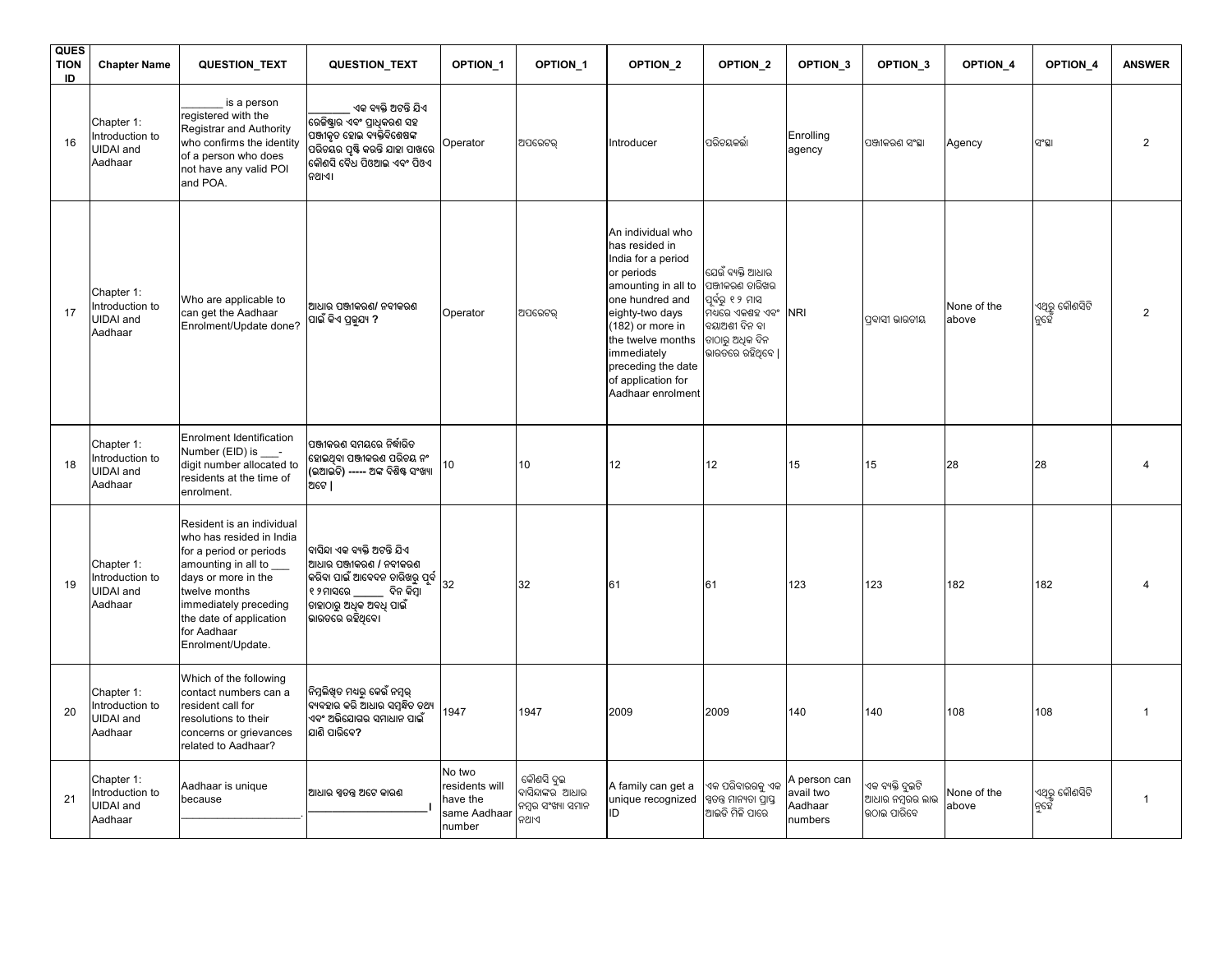| QUESTION ID | Chapter Name | QUESTION_TEXT | QUESTION_TEXT | OPTION_1 | OPTION_1 | OPTION_2 | OPTION_2 | OPTION_3 | OPTION_3 | OPTION_4 | OPTION_4 | ANSWER |
|---|---|---|---|---|---|---|---|---|---|---|---|---|
| 16 | Chapter 1: Introduction to UIDAI and Aadhaar | _______ is a person registered with the Registrar and Authority who confirms the identity of a person who does not have any valid POI and POA. | _______ ଏକ ବ୍ୟକ୍ତି ଅଟନ୍ତି ଯିଏ ରେଜିଷ୍ଟ୍ରାର ଏବଂ ପ୍ରାଧିକରଣ ସହ ପଞ୍ଜୀକୃତ ହୋଇ ବ୍ୟକ୍ତିବିଶେଷଙ୍କ ପରିଚୟର ପୁଷ୍ଟି କରନ୍ତି ଯାହା ପାଖରେ କୌଣସି ବୈଧ ପିଓଆଇ ଏବଂ ପିଓଏ ନଥାଏ। | Operator | ଅପରେଟର୍ | Introducer | ପରିଚୟକର୍ତ୍ତା | Enrolling agency | ପଞ୍ଜୀକରଣ ସଂସ୍ଥା | Agency | ସଂସ୍ଥା | 2 |
| 17 | Chapter 1: Introduction to UIDAI and Aadhaar | Who are applicable to can get the Aadhaar Enrolment/Update done? | ଆଧାର ପଞ୍ଜୀକରଣ/ ନବୀକରଣ ପାଇଁ କିଏ ପ୍ରଜ୍ୟ ? | Operator | ଅପରେଟର୍ | An individual who has resided in India for a period or periods amounting in all to one hundred and eighty-two days (182) or more in the twelve months immediately preceding the date of application for Aadhaar enrolment | ଯେଉଁ ବ୍ୟକ୍ତି ଆଧାର ପଞ୍ଜୀକରଣ ତାରିଖର ପୂର୍ବରୁ ୧୨ ମାସ ମଧ୍ୟରେ ଏକଶହ ଏବଂ ବୟାଅଶୀ ଦିନ ବା ତାଠାରୁ ଅଧିକ ଦିନ ଭାରତରେ ରହିଥିବେ \| | NRI | ପ୍ରବାସୀ ଭାରତୀୟ | None of the above | ଏଥିରୁ କୌଣସିଟି ନୁହେଁ | 2 |
| 18 | Chapter 1: Introduction to UIDAI and Aadhaar | Enrolment Identification Number (EID) is ___-digit number allocated to residents at the time of enrolment. | ପଞ୍ଜୀକରଣ ସମୟରେ ନିର୍ଦ୍ଧାରିତ ହୋଇଥିବା ପଞ୍ଜୀକରଣ ପରିଚୟ ନଂ (ଇଆଇଡି) ----- ଅଙ୍କ ବିଶିଷ୍ଟ ସଂଖ୍ୟା ଅଟେ \| | 10 | 10 | 12 | 12 | 15 | 15 | 28 | 28 | 4 |
| 19 | Chapter 1: Introduction to UIDAI and Aadhaar | Resident is an individual who has resided in India for a period or periods amounting in all to ___ days or more in the twelve months immediately preceding the date of application for Aadhaar Enrolment/Update. | ବାସିନ୍ଦା ଏକ ବ୍ୟକ୍ତି ଅଟନ୍ତି ଯିଏ ଆଧାର ପଞ୍ଜୀକରଣ / ନବୀକରଣ କରିବା ପାଇଁ ଆବେଦନ ତାରିଖରୁ ପୂର୍ବ ୧୨ମାସରେ _____ ଦିନ କିମ୍ବା ତାହାଠାରୁ ଅଧିକ ଅବଧି ପାଇଁ ଭାରତରେ ରହିଥିବେ। | 32 | 32 | 61 | 61 | 123 | 123 | 182 | 182 | 4 |
| 20 | Chapter 1: Introduction to UIDAI and Aadhaar | Which of the following contact numbers can a resident call for resolutions to their concerns or grievances related to Aadhaar? | ନିମ୍ନଲିଖିତ ମଧ୍ୟରୁ କେଉଁ ନମ୍ବର୍ ବ୍ୟବହାର କରି ଆଧାର ସମ୍ବନ୍ଧିତ ତଥ୍ୟ ଏବଂ ଅଭିଯୋଗର ସମାଧାନ ପାଇଁ ଯାଣି ପାରିବେ? | 1947 | 1947 | 2009 | 2009 | 140 | 140 | 108 | 108 | 1 |
| 21 | Chapter 1: Introduction to UIDAI and Aadhaar | Aadhaar is unique because ____________________. | ଆଧାର ସ୍ୱତନ୍ତ୍ର ଅଟେ କାରଣ ____________________\| | No two residents will have the same Aadhaar number | କୌଣସି ଦୁଇ ବାସିନ୍ଦାଙ୍କର ଆଧାର ନମ୍ବର ସଂଖ୍ୟା ସମାନ ନଥାଏ | A family can get a unique recognized ID | ଏକ ପରିବାରରକୁ ଏକ ସ୍ୱତନ୍ତ୍ର ମାନ୍ୟତା ପ୍ରାପ୍ତ ଆଇଡି ମିଳି ପାରେ | A person can avail two Aadhaar numbers | ଏକ ବ୍ୟକ୍ତି ଦୁଇଟି ଆଧାର ନମ୍ବରର ଲାଭ ଉଠାଇ ପାରିବେ | None of the above | ଏଥିରୁ କୌଣସିଟି ନୁହେଁ | 1 |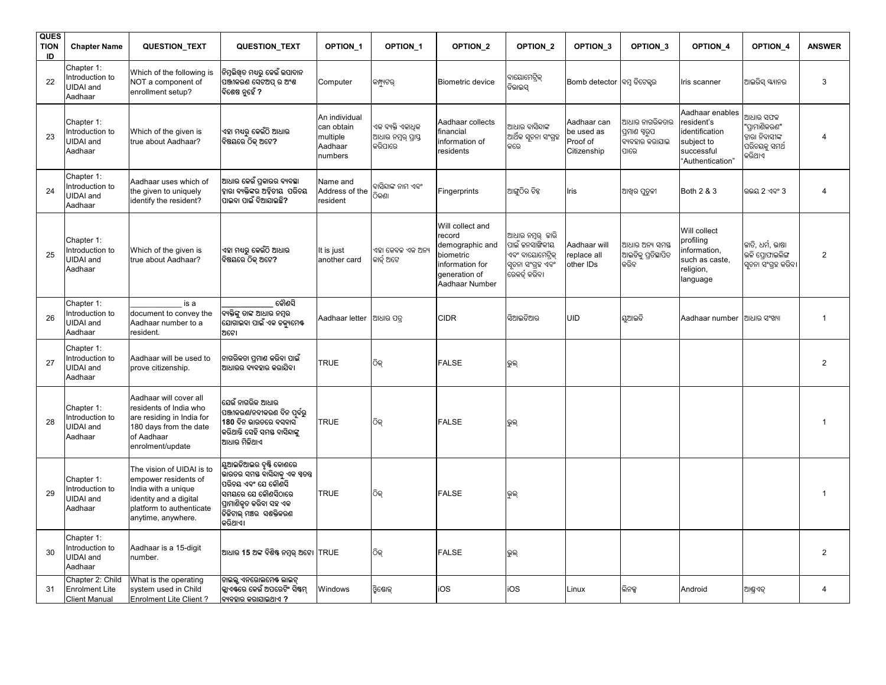| QUESTION ID | Chapter Name | QUESTION_TEXT | QUESTION_TEXT | OPTION_1 | OPTION_1 | OPTION_2 | OPTION_2 | OPTION_3 | OPTION_3 | OPTION_4 | OPTION_4 | ANSWER |
|---|---|---|---|---|---|---|---|---|---|---|---|---|
| 22 | Chapter 1: Introduction to UIDAI and Aadhaar | Which of the following is NOT a component of enrollment setup? | ନିମ୍ନଲିଖିତ ମଧ୍ୟରୁ କେଉଁ ଉପାଦାନ ପଞ୍ଜୀକରଣ ସେଟଅପ୍ ର ଅଂଶ ବିଶେଷ ନୁହେଁ ? | Computer | କମ୍ପ୍ୟୁଟର୍ | Biometric device | ବାୟୋମେଟ୍ରିକ୍ ଡିଭାଇସ୍ | Bomb detector | ବମ୍ବ ଡିଟେକ୍ଟର | Iris scanner | ଆଇରିସ୍ ସ୍କ୍ୟାନର | 3 |
| 23 | Chapter 1: Introduction to UIDAI and Aadhaar | Which of the given is true about Aadhaar? | ଏହା ମଧ୍ୟରୁ କେଉଁଟି ଆଧାର ବିଷୟରେ ଠିକ୍ ଅଟେ? | An individual can obtain multiple Aadhaar numbers | ଏକ ବ୍ୟକ୍ତି ଏକାଧିକ ଆଧାର ନମ୍ବର୍ ପ୍ରାପ୍ତ କରିପାରେ | Aadhaar collects financial information of residents | ଆଧାର ବାସିନ୍ଦାଙ୍କ ଆର୍ଥିକ ସୂଚନା ସଂଗ୍ରହ କରେ | Aadhaar can be used as Proof of Citizenship | ଆଧାର ନାଗରିକତାର ପ୍ରମାଣ ସ୍ୱରୂପ ବ୍ୟବହାର କରାଯାଇ ପାରେ | Aadhaar enables resident's identification subject to successful "Authentication" | ଆଧାର ସଫଳ "ପ୍ରାମାଣିକରଣ" ଦ୍ୱାରା ନିବାସୀଙ୍କ ପରିଚୟକୁ ସମର୍ଥ କରିଥାଏ | 4 |
| 24 | Chapter 1: Introduction to UIDAI and Aadhaar | Aadhaar uses which of the given to uniquely identify the resident? | ଆଧାର କେଉଁ ପ୍ରକାରର ବ୍ୟବସ୍ଥା ଦ୍ୱାରା ବ୍ୟକ୍ତିଙ୍କର ଅଦ୍ୱିତୀୟ ପରିଚୟ ପାଇବା ପାଇଁ ବିଆଯାଇଛି? | Name and Address of the resident | ବାସିନ୍ଦାଙ୍କ ନାମ ଏବଂ ଠିକଣା | Fingerprints | ଆଙ୍ଗୁଠିର ଚିହ୍ନ | Iris | ଆଖିର ପୁତୁଳୀ | Both 2 & 3 | ଉଭୟ 2 ଏବଂ 3 | 4 |
| 25 | Chapter 1: Introduction to UIDAI and Aadhaar | Which of the given is true about Aadhaar? | ଏହା ମଧ୍ୟରୁ କେଉଁଟି ଆଧାର ବିଷୟରେ ଠିକ୍ ଅଟେ? | It is just another card | ଏହା କେବଳ ଏକ ଅନ୍ୟ କାର୍ଡ ଅଟେ | Will collect and record demographic and biometric information for generation of Aadhaar Number | ଆଧାର ନମ୍ବର୍ ଜାରି ପାଇଁ ଜନସାଙ୍ଖିକୀୟ ଏବଂ ବାୟୋମେଟ୍ରିକ୍ ସୂଚନା ସଂଗ୍ରହ ଏବଂ ରେକର୍ଡ କରିବା | Aadhaar will replace all other IDs | ଆଧାର ଅନ୍ୟ ସମସ୍ତ ଆଇଡିକୁ ପ୍ରତିସ୍ଥାପିତ କରିବ | Will collect profiling information, such as caste, religion, language | ଜାତି, ଧର୍ମ, ଭାଷା ଭଳି ପ୍ରୋଫାଇଲିଙ୍ଗ ସୂଚନା ସଂଗ୍ରହ କରିବା | 2 |
| 26 | Chapter 1: Introduction to UIDAI and Aadhaar | ___________ is a document to convey the Aadhaar number to a resident. | ___________ କୌଣସି ବ୍ୟକ୍ତିଙ୍କୁ ତାଙ୍କ ଆଧାର ନମ୍ବର ଯୋଗାଇବା ପାଇଁ ଏକ ଡକ୍ୟୁମେଣ୍ଟ ଅଟେ। | Aadhaar letter | ଆଧାର ପତ୍ର | CIDR | ସିଆଇଡିଆର | UID | ୟୁଆଇଡି | Aadhaar number | ଆଧାର ସଂଖ୍ୟା | 1 |
| 27 | Chapter 1: Introduction to UIDAI and Aadhaar | Aadhaar will be used to prove citizenship. | ନାଗରିକତା ପ୍ରମାଣ କରିବା ପାଇଁ ଆଧାରର ବ୍ୟବହାର କରାଯିବ। | TRUE | ଠିକ୍ | FALSE | ଭୁଲ୍ | | | | | 2 |
| 28 | Chapter 1: Introduction to UIDAI and Aadhaar | Aadhaar will cover all residents of India who are residing in India for 180 days from the date of Aadhaar enrolment/update | ଯେଉଁ ନାଗରିକ ଆଧାର ପଞ୍ଜୀକରଣ/ନବୀକରଣ ଦିନ ପୂର୍ବରୁ 180 ଦିନ ଭାରତରେ ବସବାସ କରିଥାନ୍ତି ସେହି ସମସ୍ତ ବାସିନ୍ଦାଙ୍କୁ ଆଧାର ମିଳିଥାଏ | TRUE | ଠିକ୍ | FALSE | ଭୁଲ୍ | | | | | 1 |
| 29 | Chapter 1: Introduction to UIDAI and Aadhaar | The vision of UIDAI is to empower residents of India with a unique identity and a digital platform to authenticate anytime, anywhere. | ୟୁଆଇଡିଆଇର ଦୃଷ୍ଟି କୋଣରେ ଭାରତର ସମସ୍ତ ବାସିନ୍ଦାଙ୍କୁ ଏକ ସ୍ୱତନ୍ତ୍ର ପରିଚୟ ଏବଂ ଯେ କୌଣସି ସମୟରେ ଯେ କୌଣସିଠାରେ ପ୍ରାମାଣିକୃତ କରିବା ସହ ଏକ ଡିଜିଟାଲ୍ ମଞ୍ଚର ସଶକ୍ତିକରଣ କରିଥାଏ। | TRUE | ଠିକ୍ | FALSE | ଭୁଲ୍ | | | | | 1 |
| 30 | Chapter 1: Introduction to UIDAI and Aadhaar | Aadhaar is a 15-digit number. | ଆଧାର 15 ଅଙ୍କ ବିଶିଷ୍ଟ ନମ୍ବର୍ ଅଟେ। | TRUE | ଠିକ୍ | FALSE | ଭୁଲ୍ | | | | | 2 |
| 31 | Chapter 2: Child Enrolment Lite Client Manual | What is the operating system used in Child Enrolment Lite Client ? | ଚାଇଲ୍ଡ ଏନରୋଲମେଣ୍ଟ ଲାଇଟ୍ କ୍ଲାଏଣ୍ଟରେ କେଉଁ ଅପରେଟିଂ ସିଷ୍ଟମ୍ ବ୍ୟବହାର କରାଯାଇଥାଏ ? | Windows | ୱିଣ୍ଡୋଜ୍ | iOS | iOS | Linux | ଲିନକ୍ସ | Android | ଆଣ୍ଡ୍ରଏଡ୍ | 4 |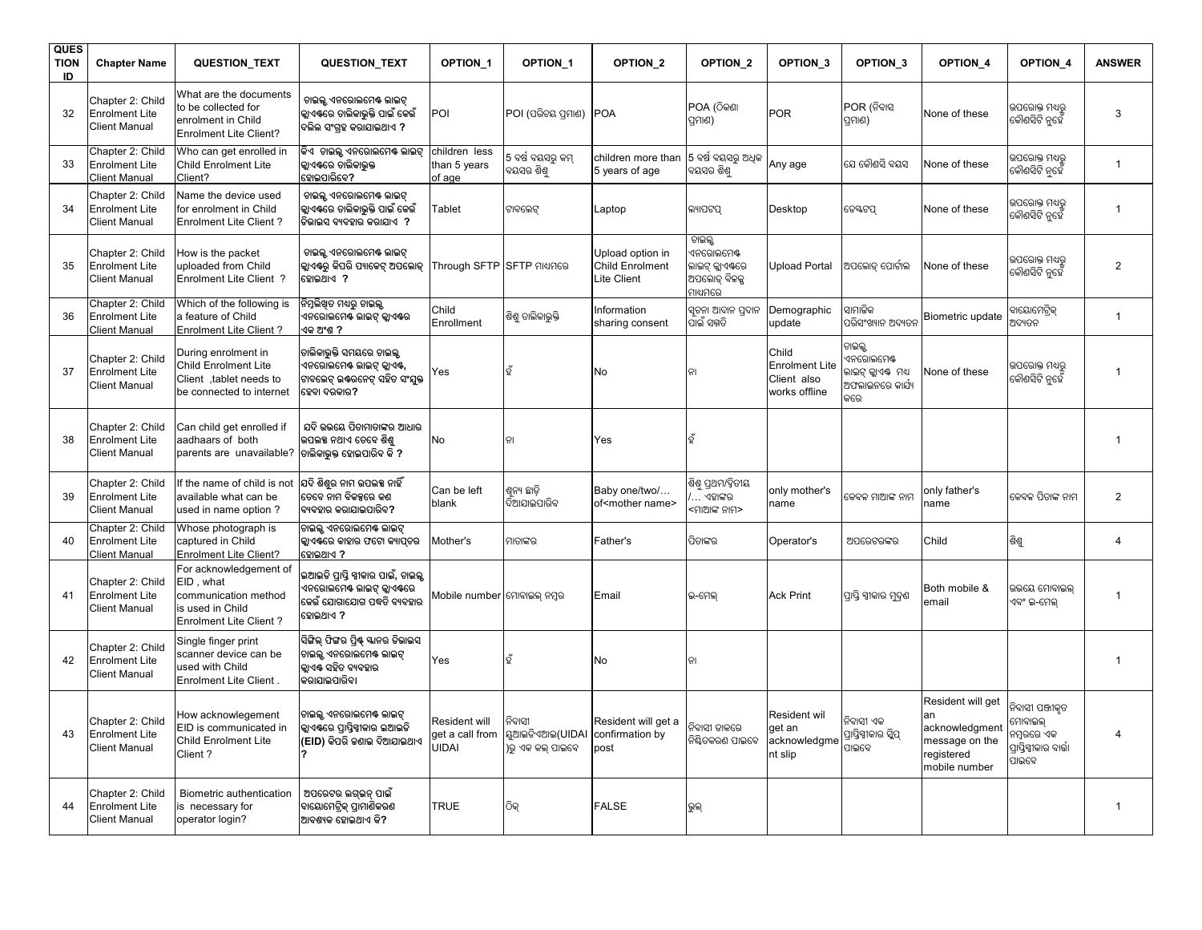| QUESTION ID | Chapter Name | QUESTION_TEXT | QUESTION_TEXT | OPTION_1 | OPTION_1 | OPTION_2 | OPTION_2 | OPTION_3 | OPTION_3 | OPTION_4 | OPTION_4 | ANSWER |
|---|---|---|---|---|---|---|---|---|---|---|---|---|
| 32 | Chapter 2: Child Enrolment Lite Client Manual | What are the documents to be collected for enrolment in Child Enrolment Lite Client? | ଚାଇଲ୍ଡ ଏନରୋଲମେଣ୍ଟ ଲାଇଟ୍ କ୍ଲାଏଣ୍ଟରେ ତାଲିକାଭୁକ୍ତି ପାଇଁ କେଉଁ ଦଲିଲ ସଂଗ୍ରହ କରାଯାଇଥାଏ ? | POI | POI (ପରିଚୟ ପ୍ରମାଣ) | POA | POA (ଠିକଣା ପ୍ରମାଣ) | POR | POR (ନିବାସ ପ୍ରମାଣ) | None of these | ଉପରୋକ୍ତ ମଧ୍ୟରୁ କୌଣସିଟି ନୁହେଁ | 3 |
| 33 | Chapter 2: Child Enrolment Lite Client Manual | Who can get enrolled in Child Enrolment Lite Client? | କିଏ ଚାଇଲ୍ଡ ଏନରୋଲମେଣ୍ଟ ଲାଇଟ୍ କ୍ଲାଏଣ୍ଟରେ ତାଲିକାଭୁକ୍ତ ହୋଇପାରିବେ? | children less than 5 years of age | 5 ବର୍ଷ ବୟସରୁ କମ୍ ବୟସର ଶିଶୁ | children more than 5 years of age | 5 ବର୍ଷ ବୟସରୁ ଅଧିକ ବୟସର ଶିଶୁ | Any age | ଯେ କୌଣସି ବୟସ | None of these | ଉପରୋକ୍ତ ମଧ୍ୟରୁ କୌଣସିଟି ନୁହେଁ | 1 |
| 34 | Chapter 2: Child Enrolment Lite Client Manual | Name the device used for enrolment in Child Enrolment Lite Client ? | ଚାଇଲ୍ଡ ଏନରୋଲମେଣ୍ଟ ଲାଇଟ୍ କ୍ଲାଏଣ୍ଟରେ ତାଲିକାଭୁକ୍ତି ପାଇଁ କେଉଁ ଡିଭାଇସ ବ୍ୟବହାର କରାଯାଏ ? | Tablet | ଟାବଲେଟ୍ | Laptop | ଲ୍ୟାପଟପ୍ | Desktop | ଡେସ୍କଟପ୍ | None of these | ଉପରୋକ୍ତ ମଧ୍ୟରୁ କୌଣସିଟି ନୁହେଁ | 1 |
| 35 | Chapter 2: Child Enrolment Lite Client Manual | How is the packet uploaded from Child Enrolment Lite Client ? | ଚାଇଲ୍ଡ ଏନରୋଲମେଣ୍ଟ ଲାଇଟ୍ କ୍ଲାଏଣ୍ଟରୁ କିପରି ପ୍ୟାକେଟ୍ ଅପଲୋଡ୍ ହୋଇଥାଏ ? | Through SFTP | SFTP ମାଧ୍ୟମରେ | Upload option in Child Enrolment Lite Client | ଚାଇଲ୍ଡ ଏନରୋଲମେଣ୍ଟ ଲାଇଟ୍ କ୍ଲାଏଣ୍ଟରେ ଅପଲୋଡ୍ ବିକଳ୍ପ ମାଧ୍ୟମରେ | Upload Portal | ଅପଲୋଡ୍ ପୋର୍ଟାଲ | None of these | ଉପରୋକ୍ତ ମଧ୍ୟରୁ କୌଣସିଟି ନୁହେଁ | 2 |
| 36 | Chapter 2: Child Enrolment Lite Client Manual | Which of the following is a feature of Child Enrolment Lite Client ? | ନିମ୍ନଲିଖିତ ମଧ୍ୟରୁ ଚାଇଲ୍ଡ ଏନରୋଲମେଣ୍ଟ ଲାଇଟ୍ କ୍ଲାଏଣ୍ଟର ଏକ ଅଂଶ ? | Child Enrollment | ଶିଶୁ ତାଲିକାଭୁକ୍ତି | Information sharing consent | ସୂଚନା ଆଦାନ ପ୍ରଦାନ ପାଇଁ ସମ୍ମତି | Demographic update | ସାମାଜିକ ପରିସଂଖ୍ୟାନ ଅଦ୍ୟତନ | Biometric update | ବାୟୋମେଟ୍ରିକ୍ ଅଦ୍ୟତନ | 1 |
| 37 | Chapter 2: Child Enrolment Lite Client Manual | During enrolment in Child Enrolment Lite Client ,tablet needs to be connected to internet | ତାଲିକାଭୁକ୍ତି ସମୟରେ ଚାଇଲ୍ଡ ଏନରୋଲମେଣ୍ଟ ଲାଇଟ୍ କ୍ଲାଏଣ୍ଟ, ଟାବଲେଟ୍ ଇଣ୍ଟରନେଟ୍ ସହିତ ସଂଯୁକ୍ତ ହେବା ଦରକାର? | Yes | ହଁ | No | ନା | Child Enrolment Lite Client also works offline | ଚାଇଲ୍ଡ ଏନରୋଲମେଣ୍ଟ ଲାଇଟ୍ କ୍ଲାଏଣ୍ଟ ମଧ୍ୟ ଅଫଲାଇନରେ କାର୍ଯ୍ୟ କରେ | None of these | ଉପରୋକ୍ତ ମଧ୍ୟରୁ କୌଣସିଟି ନୁହେଁ | 1 |
| 38 | Chapter 2: Child Enrolment Lite Client Manual | Can child get enrolled if aadhaars of both parents are unavailable? | ଯଦି ଉଭୟେ ପିତାମାତାଙ୍କର ଆଧାର ଉପଲବ୍ଧ ନଥାଏ ତେବେ ଶିଶୁ ତାଲିକାଭୁକ୍ତ ହୋଇପାରିବ କି ? | No | ନା | Yes | ହଁ | | | | | 1 |
| 39 | Chapter 2: Child Enrolment Lite Client Manual | If the name of child is not available what can be used in name option ? | ଯଦି ଶିଶୁର ନାମ ଉପଲବ୍ଧ ନାହିଁ ତେବେ ନାମ ବିକଳ୍ପରେ କଣ ବ୍ୟବହାର କରାଯାଇପାରିବ? | Can be left blank | ଶୂନ୍ୟ ଛାଡ଼ି ଦିଆଯାଇପାରିବ | Baby one/two/… of<mother name> | ଶିଶୁ ପ୍ରଥମ/ଦ୍ୱିତୀୟ /… ଏହାଙ୍କର <ମାଆଙ୍କ ନାମ> | only mother's name | କେବଳ ମାଆଙ୍କ ନାମ | only father's name | କେବଳ ପିତାଙ୍କ ନାମ | 2 |
| 40 | Chapter 2: Child Enrolment Lite Client Manual | Whose photograph is captured in Child Enrolment Lite Client? | ଚାଇଲ୍ଡ ଏନରୋଲମେଣ୍ଟ ଲାଇଟ୍ କ୍ଲାଏଣ୍ଟରେ କାହାର ଫଟୋ କ୍ୟାପ୍ଚର ହୋଇଥାଏ ? | Mother's | ମାତାଙ୍କର | Father's | ପିତାଙ୍କର | Operator's | ଅପରେଟରଙ୍କର | Child | ଶିଶୁ | 4 |
| 41 | Chapter 2: Child Enrolment Lite Client Manual | For acknowledgement of EID , what communication method is used in Child Enrolment Lite Client ? | ଇଆଇଡି ପ୍ରାପ୍ତି ସ୍ୱୀକାର ପାଇଁ, ଚାଇଲ୍ଡ ଏନରୋଲମେଣ୍ଟ ଲାଇଟ୍ କ୍ଲାଏଣ୍ଟରେ କେଉଁ ଯୋଗାଯୋଗ ପଦ୍ଧତି ବ୍ୟବହାର ହୋଇଥାଏ ? | Mobile number | ମୋବାଇଲ୍ ନମ୍ବର | Email | ଇ-ମେଲ୍ | Ack Print | ପ୍ରାପ୍ତି ସ୍ୱୀକାର ମୁଦ୍ରଣ | Both mobile & email | ଉଭୟେ ମୋବାଇଲ୍ ଏବଂ ଇ-ମେଲ୍ | 1 |
| 42 | Chapter 2: Child Enrolment Lite Client Manual | Single finger print scanner device can be used with Child Enrolment Lite Client . | ସିଙ୍ଗିଲ୍ ଫିଙ୍ଗର ପ୍ରିଣ୍ଟ ସ୍କାନର ଡିଭାଇସ ଚାଇଲ୍ଡ ଏନରୋଲମେଣ୍ଟ ଲାଇଟ୍ କ୍ଲାଏଣ୍ଟ ସହିତ ବ୍ୟବହାର କରାଯାଇପାରିବ। | Yes | ହଁ | No | ନା | | | | | 1 |
| 43 | Chapter 2: Child Enrolment Lite Client Manual | How acknowlegement EID is communicated in Child Enrolment Lite Client ? | ଚାଇଲ୍ଡ ଏନରୋଲମେଣ୍ଟ ଲାଇଟ୍ କ୍ଲାଏଣ୍ଟରେ ପ୍ରାପ୍ତିସ୍ୱୀକାର ଇଆଇଡି (EID) କିପରି ଜଣାଇ ଦିଆଯାଇଥାଏ ? | Resident will get a call from UIDAI | ନିବାସୀ ୟୁଆଇଡିଏଆଇ(UIDAI)ରୁ ଏକ କଲ୍ ପାଇବେ | Resident will get a confirmation by post | ନିବାସୀ ଡାକରେ ନିଶ୍ଚିତକରଣ ପାଇବେ | Resident wil get an acknowledgment slip | ନିବାସୀ ଏକ ପ୍ରାପ୍ତିସ୍ୱୀକାର ସ୍ଲିପ୍ ପାଇବେ | Resident will get an acknowledgment message on the registered mobile number | ନିବାସୀ ପଞ୍ଜୀକୃତ ମୋବାଇଲ୍ ନମ୍ବରରେ ଏକ ପ୍ରାପ୍ତିସ୍ୱୀକାର ବାର୍ତ୍ତା ପାଇବେ | 4 |
| 44 | Chapter 2: Child Enrolment Lite Client Manual | Biometric authentication is necessary for operator login? | ଅପରେଟର ଲଗ୍‌ଇନ୍ ପାଇଁ ବାୟୋମେଟ୍ରିକ୍ ପ୍ରାମାଣିକରଣ ଆବଶ୍ୟକ ହୋଇଥାଏ କି? | TRUE | ଠିକ୍ | FALSE | ଭୁଲ୍ | | | | | 1 |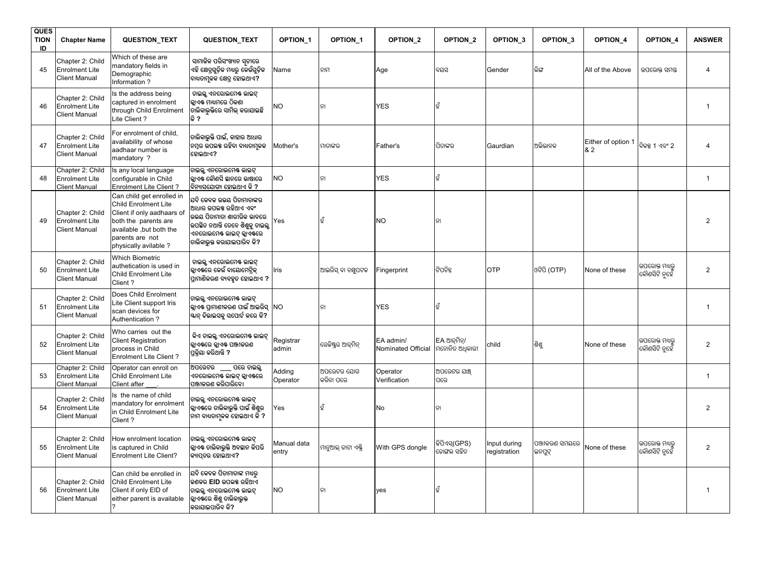| QUESTION ID | Chapter Name | QUESTION_TEXT | QUESTION_TEXT | OPTION_1 | OPTION_1 | OPTION_2 | OPTION_2 | OPTION_3 | OPTION_3 | OPTION_4 | OPTION_4 | ANSWER |
|---|---|---|---|---|---|---|---|---|---|---|---|---|
| 45 | Chapter 2: Child Enrolment Lite Client Manual | Which of these are mandatory fields in Demographic Information ? | ସାମାଜିକ ପରିସଂଖ୍ୟାନ ସୂଚୀରେ ଏହି କ୍ଷେତ୍ରଗୁଡ଼ିକ ମଧ୍ୟରୁ କେଉଁଗୁଡ଼ିକ ବାଧ୍ୟତାମୂଳକ କ୍ଷେତ୍ର ହୋଇଥାଏ? | Name | ନାମ | Age | ବୟସ | Gender | ଲିଙ୍ଗ | All of the Above | ଉପରୋକ୍ତ ସମସ୍ତ | 4 |
| 46 | Chapter 2: Child Enrolment Lite Client Manual | Is the address being captured in enrolment through Child Enrolment Lite Client ? | ଚାଇଲ୍ଡ ଏନରୋଲମେଣ୍ଟ ଲାଇଟ୍ କ୍ଲାଏଣ୍ଟ ମାଧ୍ୟମରେ ଠିକଣା ତାଲିକାଭୁକ୍ତିରେ ସାମିଲ୍ କରାଯାଉଛି କି ? | NO | ନା | YES | ହଁ | | | | | 1 |
| 47 | Chapter 2: Child Enrolment Lite Client Manual | For enrolment of child, availability of whose aadhaar number is mandatory ? | ତାଲିକାଭୁକ୍ତି ପାଇଁ, କାହାର ଆଧାର ନମ୍ବର ଉପଲବ୍ଧ ରହିବା ବାଧ୍ୟତାମୂଳକ ହୋଇଥାଏ? | Mother's | ମାତାଙ୍କର | Father's | ପିତାଙ୍କର | Gaurdian | ଅଭିଭାବକ | Either of option 1 & 2 | ବିକଳ୍ପ 1 ଏବଂ 2 | 4 |
| 48 | Chapter 2: Child Enrolment Lite Client Manual | Is any local language configurable in Child Enrolment Lite Client ? | ଚାଇଲ୍ଡ ଏନରୋଲମେଣ୍ଟ ଲାଇଟ୍ କ୍ଲାଏଣ୍ଟ କୌଣସି ସ୍ଥାନରେ ଭାଷାରେ ବିନ୍ୟାସଯୋଗ୍ୟ ହୋଇଥାଏ କି ? | NO | ନା | YES | ହଁ | | | | | 1 |
| 49 | Chapter 2: Child Enrolment Lite Client Manual | Can child get enrolled in Child Enrolment Lite Client if only aadhaars of both the parents are available ,but both the parents are not physically avilable ? | ଯଦି କେବଳ ଉଭୟ ପିତାମାତାଙ୍କର ଆଧାର ଉପଲବ୍ଧ ରହିଥାଏ ଏବଂ ଉଭୟ ପିତାମାତା ଶାରୀରିକ ଭାବରେ ଉପସ୍ଥିତ ନଥାନ୍ତି ତେବେ ଶିଶୁକୁ ଚାଇଲ୍ଡ ଏନରୋଲମେଣ୍ଟ ଲାଇଟ୍ କ୍ଲାଏଣ୍ଟରେ ତାଲିକାଭୁକ୍ତ କରାଯାଇପାରିବ କି? | Yes | ହଁ | NO | ନା | | | | | 2 |
| 50 | Chapter 2: Child Enrolment Lite Client Manual | Which Biometric authetication is used in Child Enrolment Lite Client ? | ଚାଇଲ୍ଡ ଏନରୋଲମେଣ୍ଟ ଲାଇଟ୍ କ୍ଲାଏଣ୍ଟରେ କେଉଁ ବାୟୋମେଟ୍ରିକ୍ ପ୍ରାମାଣିକରଣ ବ୍ୟବହୃତ ହୋଇଥାଏ ? | Iris | ଆଇରିସ୍ ବା ଚକ୍ଷୁପଟଳ | Fingerprint | ଟିପଚିହ୍ନ | OTP | ଓଟିପି (OTP) | None of these | ଉପରୋକ୍ତ ମଧ୍ୟରୁ କୌଣସିଟି ନୁହେଁ | 2 |
| 51 | Chapter 2: Child Enrolment Lite Client Manual | Does Child Enrolment Lite Client support Iris scan devices for Authentication ? | ଚାଇଲ୍ଡ ଏନରୋଲମେଣ୍ଟ ଲାଇଟ୍ କ୍ଲାଏଣ୍ଟ ପ୍ରାମାଣୀକରଣ ପାଇଁ ଆଇରିସ୍ ସ୍କାନ୍ ଡିଭାଇସକୁ ସପୋର୍ଟ କରେ କି? | NO | ନା | YES | ହଁ | | | | | 1 |
| 52 | Chapter 2: Child Enrolment Lite Client Manual | Who carries out the Client Registration process in Child Enrolment Lite Client ? | କିଏ ଚାଇଲ୍ଡ ଏନରୋଲମେଣ୍ଟ ଲାଇଟ୍ କ୍ଲାଏଣ୍ଟରେ କ୍ଲାଏଣ୍ଟ ପଞ୍ଜୀକରଣ ପ୍ରକ୍ରିୟା କରିଥାନ୍ତି ? | Registrar admin | ରେଜିଷ୍ଟ୍ରର ଆଡ୍‌ମିନ୍ | EA admin/ Nominated Official | EA ଆଡ୍‌ମିନ୍/ ମନୋନିତ ଅଧିକାରୀ | child | ଶିଶୁ | None of these | ଉପରୋକ୍ତ ମଧ୍ୟରୁ କୌଣସିଟି ନୁହେଁ | 2 |
| 53 | Chapter 2: Child Enrolment Lite Client Manual | Operator can enroll on Child Enrolment Lite Client after ___. | ଅପରେଟର ___ ପରେ ଚାଇଲ୍ଡ ଏନରୋଲମେଣ୍ଟ ଲାଇଟ୍ କ୍ଲାଏଣ୍ଟରେ ପଞ୍ଜୀକରଣ କରିପାରିବେ। | Adding Operator | ଅପରେଟର ଯୋଗ କରିବା ପରେ | Operator Verification | ଅପରେଟର ଯାଞ୍ଚ ପରେ | | | | | 1 |
| 54 | Chapter 2: Child Enrolment Lite Client Manual | Is the name of child mandatory for enrolment in Child Enrolment Lite Client ? | ଚାଇଲ୍ଡ ଏନରୋଲମେଣ୍ଟ ଲାଇଟ୍ କ୍ଲାଏଣ୍ଟରେ ତାଲିକାଭୁକ୍ତି ପାଇଁ ଶିଶୁର ନାମ ବାଧ୍ୟତାମୂଳକ ହୋଇଥାଏ କି ? | Yes | ହଁ | No | ନା | | | | | 2 |
| 55 | Chapter 2: Child Enrolment Lite Client Manual | How enrolment location is captured in Child Enrolment Lite Client? | ଚାଇଲ୍ଡ ଏନରୋଲମେଣ୍ଟ ଲାଇଟ୍ କ୍ଲାଏଣ୍ଟ ତାଲିକାଭୁକ୍ତି ଅବସ୍ଥାନ କିପରି କ୍ୟାପ୍‌ଚର ହୋଇଥାଏ? | Manual data entry | ମାନୁଆଲ୍ ଡାଟା ଏଣ୍ଟ୍ରି | With GPS dongle | ଜିପିଏସ୍(GPS) ଡୋଙ୍ଗଲ ସହିତ | Input during registration | ପଞ୍ଜୀକରଣ ସମୟରେ ଇନପୁଟ୍ | None of these | ଉପରୋକ୍ତ ମଧ୍ୟରୁ କୌଣସିଟି ନୁହେଁ | 2 |
| 56 | Chapter 2: Child Enrolment Lite Client Manual | Can child be enrolled in Child Enrolment Lite Client if only EID of either parent is available ? | ଯଦି କେବଳ ପିତାମାତାଙ୍କ ମଧ୍ୟରୁ ଜଣଙ୍କର EID ଉପଲବ୍ଧ ରହିଥାଏ ଚାଇଲ୍ଡ ଏନରୋଲମେଣ୍ଟ ଲାଇଟ୍ କ୍ଲାଏଣ୍ଟରେ ଶିଶୁ ତାଲିକାଭୁକ୍ତ କରାଯାଇପାରିବ କି? | NO | ନା | yes | ହଁ | | | | | 1 |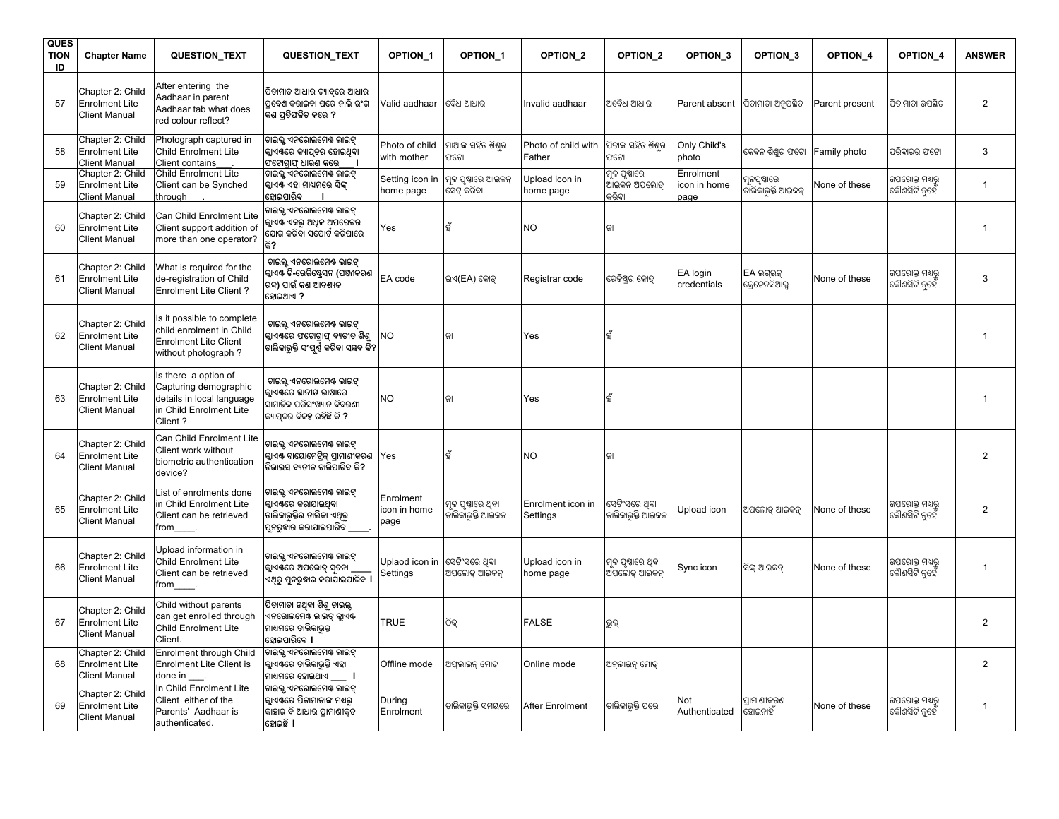| QUESTION ID | Chapter Name | QUESTION_TEXT | QUESTION_TEXT | OPTION_1 | OPTION_1 | OPTION_2 | OPTION_2 | OPTION_3 | OPTION_3 | OPTION_4 | OPTION_4 | ANSWER |
|---|---|---|---|---|---|---|---|---|---|---|---|---|
| 57 | Chapter 2: Child Enrolment Lite Client Manual | After entering the Aadhaar in parent Aadhaar tab what does red colour reflect? | ପିତାମାତ ଆଧାର ଟ୍ୟାବ୍‌ରେ ଆଧାର ପ୍ରବେଶ କରାଇବା ପରେ ନାଲି ରଂଗ କଣ ପ୍ରତିଫଳିତ କରେ ? | Valid aadhaar | ବୈଧ ଆଧାର | Invalid aadhaar | ଅବୈଧ ଆଧାର | Parent absent | ପିତାମାତା ଅନୁପସ୍ଥିତ | Parent present | ପିତାମାତା ଉପସ୍ଥିତ | 2 |
| 58 | Chapter 2: Child Enrolment Lite Client Manual | Photograph captured in Child Enrolment Lite Client contains___. | ଚାଇଲ୍ଡ ଏନରୋଲମେଣ୍ଟ ଲାଇଟ୍ କ୍ଲାଏଣ୍ଟରେ କ୍ୟାପ୍ଚର ହୋଇଥିବା ଫଟୋଗ୍ରାଫ୍ ଧାରଣ କରେ___ । | Photo of child with mother | ମାଆଙ୍କ ସହିତ ଶିଶୁର ଫଟୋ | Photo of child with Father | ପିତାଙ୍କ ସହିତ ଶିଶୁର ଫଟୋ | Only Child's photo | କେବଳ ଶିଶୁର ଫଟୋ | Family photo | ପରିବାରର ଫଟୋ | 3 |
| 59 | Chapter 2: Child Enrolment Lite Client Manual | Child Enrolment Lite Client can be Synched through___. | ଚାଇଲ୍ଡ ଏନରୋଲମେଣ୍ଟ ଲାଇଟ୍ କ୍ଲାଏଣ୍ଟ ଏହା ମାଧ୍ୟମରେ ସିଙ୍କ୍ ହୋଇପାରିବ___ । | Setting icon in home page | ମୂଳ ପୃଷ୍ଠାରେ ଆଇକନ୍ ସେଟ୍ କରିବା | Upload icon in home page | ମୂଳ ପୃଷ୍ଠାରେ ଆଇକନ ଅପଲୋଡ୍ କରିବା | Enrolment icon in home page | ମୂଳପୃଷ୍ଠାରେ ତାଲିକାଭୁକ୍ତି ଆଇକନ୍ | None of these | ଉପରୋକ୍ତ ମଧ୍ୟରୁ କୌଣସିଟି ନୁହେଁ | 1 |
| 60 | Chapter 2: Child Enrolment Lite Client Manual | Can Child Enrolment Lite Client support addition of more than one operator? | ଚାଇଲ୍ଡ ଏନରୋଲମେଣ୍ଟ ଲାଇଟ୍ କ୍ଲାଏଣ୍ଟ ଏକରୁ ଅଧିକ ଅପରେଟର ଯୋଗ କରିବା ସପୋର୍ଟ କରିପାରେ କି? | Yes | ହଁ | NO | ନା | | | | | 1 |
| 61 | Chapter 2: Child Enrolment Lite Client Manual | What is required for the de-registration of Child Enrolment Lite Client ? | ଚାଇଲ୍ଡ ଏନରୋଲମେଣ୍ଟ ଲାଇଟ୍ କ୍ଲାଏଣ୍ଟ ଡି-ରେଜିଷ୍ଟ୍ରେସନ (ପଞ୍ଜୀକରଣ ରଦ୍ଦ) ପାଇଁ କଣ ଆବଶ୍ୟକ ହୋଇଥାଏ ? | EA code | ଇଏ(EA) କୋଡ୍ | Registrar code | ରେଜିଷ୍ଟ୍ରର କୋଡ୍ | EA login credentials | EA ଲଗ୍‌ଇନ୍ କ୍ରେଡେନସିଆଲ୍ସ | None of these | ଉପରୋକ୍ତ ମଧ୍ୟରୁ କୌଣସିଟି ନୁହେଁ | 3 |
| 62 | Chapter 2: Child Enrolment Lite Client Manual | Is it possible to complete child enrolment in Child Enrolment Lite Client without photograph ? | ଚାଇଲ୍ଡ ଏନରୋଲମେଣ୍ଟ ଲାଇଟ୍ କ୍ଲାଏଣ୍ଟରେ ଫଟୋଗ୍ରାଫ୍ ବ୍ୟତୀତ ଶିଶୁ ତାଲିକାଭୁକ୍ତି ସଂପୂର୍ଣ କରିବା ସମ୍ଭବ କି? | NO | ନା | Yes | ହଁ | | | | | 1 |
| 63 | Chapter 2: Child Enrolment Lite Client Manual | Is there a option of Capturing demographic details in local language in Child Enrolment Lite Client ? | ଚାଇଲ୍ଡ ଏନରୋଲମେଣ୍ଟ ଲାଇଟ୍ କ୍ଲାଏଣ୍ଟରେ ସ୍ଥାନୀୟ ଭାଷାରେ ସାମାଜିକ ପରିସଂଖ୍ୟାନ ବିବରଣୀ କ୍ୟାପ୍ଚର ବିକଳ୍ପ ରହିଛି କି ? | NO | ନା | Yes | ହଁ | | | | | 1 |
| 64 | Chapter 2: Child Enrolment Lite Client Manual | Can Child Enrolment Lite Client work without biometric authentication device? | ଚାଇଲ୍ଡ ଏନରୋଲମେଣ୍ଟ ଲାଇଟ୍ କ୍ଲାଏଣ୍ଟ ବାୟୋମେଟ୍ରିକ୍ ପ୍ରାମାଣୀକରଣ ଡିଭାଇସ ବ୍ୟତୀତ ଚାଲିପାରିବ କି? | Yes | ହଁ | NO | ନା | | | | | 2 |
| 65 | Chapter 2: Child Enrolment Lite Client Manual | List of enrolments done in Child Enrolment Lite Client can be retrieved from____. | ଚାଇଲ୍ଡ ଏନରୋଲମେଣ୍ଟ ଲାଇଟ୍ କ୍ଲାଏଣ୍ଟରେ କରାଯାଇଥିବା ତାଲିକାଭୁକ୍ତିର ତାଲିକା ଏଥିରୁ ପୁନରୁଦ୍ଧାର କରାଯାଇପାରିବ ____. | Enrolment icon in home page | ମୂଳ ପୃଷ୍ଠାରେ ଥିବା ତାଲିକାଭୁକ୍ତି ଆଇକନ | Enrolment icon in Settings | ସେଟିଂସରେ ଥିବା ତାଲିକାଭୁକ୍ତି ଆଇକନ | Upload icon | ଅପଲୋଡ୍ ଆଇକନ୍ | None of these | ଉପରୋକ୍ତ ମଧ୍ୟରୁ କୌଣସିଟି ନୁହେଁ | 2 |
| 66 | Chapter 2: Child Enrolment Lite Client Manual | Upload information in Child Enrolment Lite Client can be retrieved from____. | ଚାଇଲ୍ଡ ଏନରୋଲମେଣ୍ଟ ଲାଇଟ୍ କ୍ଲାଏଣ୍ଟରେ ଅପଲୋଡ୍ ସୂଚନା ____ ଏଥିରୁ ପୁନରୁଦ୍ଧାର କରାଯାଇପାରିବ । | Uplaod icon in Settings | ସେଟିଂସରେ ଥିବା ଅପଲୋଡ୍ ଆଇକନ୍ | Upload icon in home page | ମୂଳ ପୃଷ୍ଠାରେ ଥିବା ଅପଲୋଡ୍ ଆଇକନ୍ | Sync icon | ସିଙ୍କ୍ ଆଇକନ୍ | None of these | ଉପରୋକ୍ତ ମଧ୍ୟରୁ କୌଣସିଟି ନୁହେଁ | 1 |
| 67 | Chapter 2: Child Enrolment Lite Client Manual | Child without parents can get enrolled through Child Enrolment Lite Client. | ପିତାମାତା ନଥିବା ଶିଶୁ ଚାଇଲ୍ଡ ଏନରୋଲମେଣ୍ଟ ଲାଇଟ୍ କ୍ଲାଏଣ୍ଟ ମାଧ୍ୟମରେ ତାଲିକାଭୁକ୍ତ ହୋଇପାରିବେ । | TRUE | ଠିକ୍ | FALSE | ଭୁଲ୍ | | | | | 2 |
| 68 | Chapter 2: Child Enrolment Lite Client Manual | Enrolment through Child Enrolment Lite Client is done in ___. | ଚାଇଲ୍ଡ ଏନରୋଲମେଣ୍ଟ ଲାଇଟ୍ କ୍ଲାଏଣ୍ଟରେ ତାଲିକାଭୁକ୍ତି ଏହା ମାଧ୍ୟମରେ ହୋଇଥାଏ ___ । | Offline mode | ଅଫ୍‌ଲାଇନ୍ ମୋଡ | Online mode | ଅନ୍‌ଲାଇନ୍ ମୋଡ୍ | | | | | 2 |
| 69 | Chapter 2: Child Enrolment Lite Client Manual | In Child Enrolment Lite Client either of the Parents' Aadhaar is authenticated. | ଚାଇଲ୍ଡ ଏନରୋଲମେଣ୍ଟ ଲାଇଟ୍ କ୍ଲାଏଣ୍ଟରେ ପିତାମାତାଙ୍କ ମଧ୍ୟରୁ କାହାର ବି ଆଧାର ପ୍ରାମାଣୀକୃତ ହୋଇଛି । | During Enrolment | ତାଲିକାଭୁକ୍ତି ସମୟରେ | After Enrolment | ତାଲିକାଭୁକ୍ତି ପରେ | Not Authenticated | ପ୍ରାମାଣୀକରଣ ହୋଇନାହିଁ | None of these | ଉପରୋକ୍ତ ମଧ୍ୟରୁ କୌଣସିଟି ନୁହେଁ | 1 |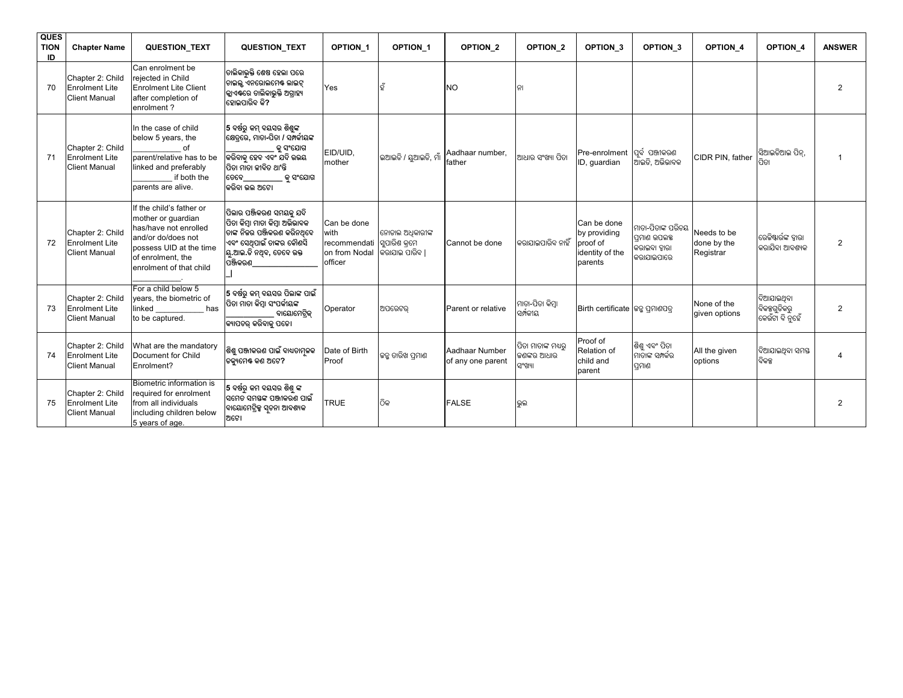| QUESTION ID | Chapter Name | QUESTION_TEXT | QUESTION_TEXT | OPTION_1 | OPTION_1 | OPTION_2 | OPTION_2 | OPTION_3 | OPTION_3 | OPTION_4 | OPTION_4 | ANSWER |
|---|---|---|---|---|---|---|---|---|---|---|---|---|
| 70 | Chapter 2: Child Enrolment Lite Client Manual | Can enrolment be rejected in Child Enrolment Lite Client after completion of enrolment ? | ତାଲିକାଭୁକ୍ତି ଶେଷ ହେଲା ପରେ ଚାଇଲ୍ଡ ଏନରୋଲମେଣ୍ଟ ଲାଇଟ୍ କ୍ଲାଏଣ୍ଟରେ ତାଲିକାଭୁକ୍ତି ଅଗ୍ରାହ୍ୟ ହୋଇପାରିବ କି? | Yes | ହଁ | NO | ନା | | | | | 2 |
| 71 | Chapter 2: Child Enrolment Lite Client Manual | In the case of child below 5 years, the ___________ of parent/relative has to be linked and preferably _________ if both the parents are alive. | 5 ବର୍ଷରୁ କମ୍ ବୟସର ଶିଶୁଙ୍କ କ୍ଷେତ୍ରରେ, ମାତା-ପିତା / ସମ୍ପର୍କୀୟଙ୍କ ___________ କୁ ସଂଯୋଗ କରିବାକୁ ହେବ ଏବଂ ଯଦି ଉଭୟ ପିତା ମାତା ଜୀବିତ ଥା'ନ୍ତି ତେବେ_________ କୁ ସଂଯୋଗ କରିବା ଭଲ ଅଟେ। | EID/UID, mother | ଇଆଇଡି / ୟୁଆଇଡି, ମାଁ | Aadhaar number, father | ଆଧାର ସଂଖ୍ୟା ପିତା | Pre-enrolment ID, guardian | ପୂର୍ବ ପଞ୍ଜୀକରଣ ଆଇଡି, ଅଭିଭାବକ | CIDR PIN, father | ସିଆଇଡିଆର ପିନ୍, ପିତା | 1 |
| 72 | Chapter 2: Child Enrolment Lite Client Manual | If the child's father or mother or guardian has/have not enrolled and/or do/does not possess UID at the time of enrolment, the enrolment of that child ___________. | ପିଲାର ପଞ୍ଜିକରଣ ସମୟକୁ ଯଦି ପିତା କିମ୍ବା ମାତା କିମ୍ବା ଅଭିଭାବକ ତାଙ୍କ ନିଜର ପଞ୍ଜିକରଣ କରିନଥିବେ ଏବଂ ସେଥିପାଇଁ ତାଙ୍କର କୌଣସି ୟୁ.ଆଇ.ଡି ନଥିବ, ତେବେ ଉକ୍ତ ପଞ୍ଜିକରଣ_______________ \| | Can be done with recommendation from Nodal officer | ନୋଡାଲ ଅଧିକାରୀଙ୍କ ସୁପାରିଶ କ୍ରମେ କରାଯାଇ ପାରିବ \| | Cannot be done | କରାଯାଇପାରିବ ନାହିଁ | Can be done by providing proof of identity of the parents | ମାତା-ପିତାଙ୍କ ପରିଚୟ ପ୍ରମାଣ ଉପଲକ୍ଷ କରାଇବା ଦ୍ଵାରା କରାଯାଇପାରେ | Needs to be done by the Registrar | ରେଜିଷ୍ଟ୍ରାରଙ୍କ ଦ୍ଵାରା କରାଯିବା ଆବଶ୍ୟକ | 2 |
| 73 | Chapter 2: Child Enrolment Lite Client Manual | For a child below 5 years, the biometric of linked ___________ has to be captured. | 5 ବର୍ଷରୁ କମ୍ ବୟସର ପିଲାଙ୍କ ପାଇଁ ପିତା ମାତା କିମ୍ବା ସଂପର୍କୀୟଙ୍କ ___________ ବାୟୋମେଟ୍ରିକ୍ କ୍ୟାପଚର୍ କରିବାକୁ ପଡେ। | Operator | ଅପରେଟର୍ | Parent or relative | ମାତା-ପିତା କିମ୍ବା ସମ୍ପର୍କୀୟ | Birth certificate | ଜନ୍ମ ପ୍ରମାଣପତ୍ର | None of the given options | ଦିଆଯାଇଥିବା ବିକଳ୍ପଗୁଡ଼ିକରୁ କୌଣସି ବି ନୁହେଁ | 2 |
| 74 | Chapter 2: Child Enrolment Lite Client Manual | What are the mandatory Document for Child Enrolment? | ଶିଶୁ ପଞ୍ଜୀକରଣ ପାଇଁ ବାଧ୍ୟତାମୂଳକ ଡକ୍ୟୁମେଣ୍ଟ କଣ ଅଟେ? | Date of Birth Proof | ଜନ୍ମ ତାରିଖ ପ୍ରମାଣ | Aadhaar Number of any one parent | ପିତା ମାତାଙ୍କ ମଧ୍ୟରୁ ଜଣଙ୍କର ଆଧାର ସଂଖ୍ୟା | Proof of Relation of child and parent | ଶିଶୁ ଏବଂ ପିତା ମାତାଙ୍କ ସମ୍ପର୍କର ପ୍ରମାଣ | All the given options | ଦିଆଯାଇଥିବା ସମସ୍ତ ବିକଳ୍ପ | 4 |
| 75 | Chapter 2: Child Enrolment Lite Client Manual | Biometric information is required for enrolment from all individuals including children below 5 years of age. | 5 ବର୍ଷରୁ କମ ବୟସର ଶିଶୁ ଙ୍କ ସମେତ ସମସ୍ତଙ୍କ ପଞ୍ଜୀକରଣ ପାଇଁ ବାୟୋମେଟ୍ରିକ୍ସ ସୂଚନା ଆବଶ୍ୟକ ଅଟେ। | TRUE | ଠିକ | FALSE | ଭୁଲ | | | | | 2 |